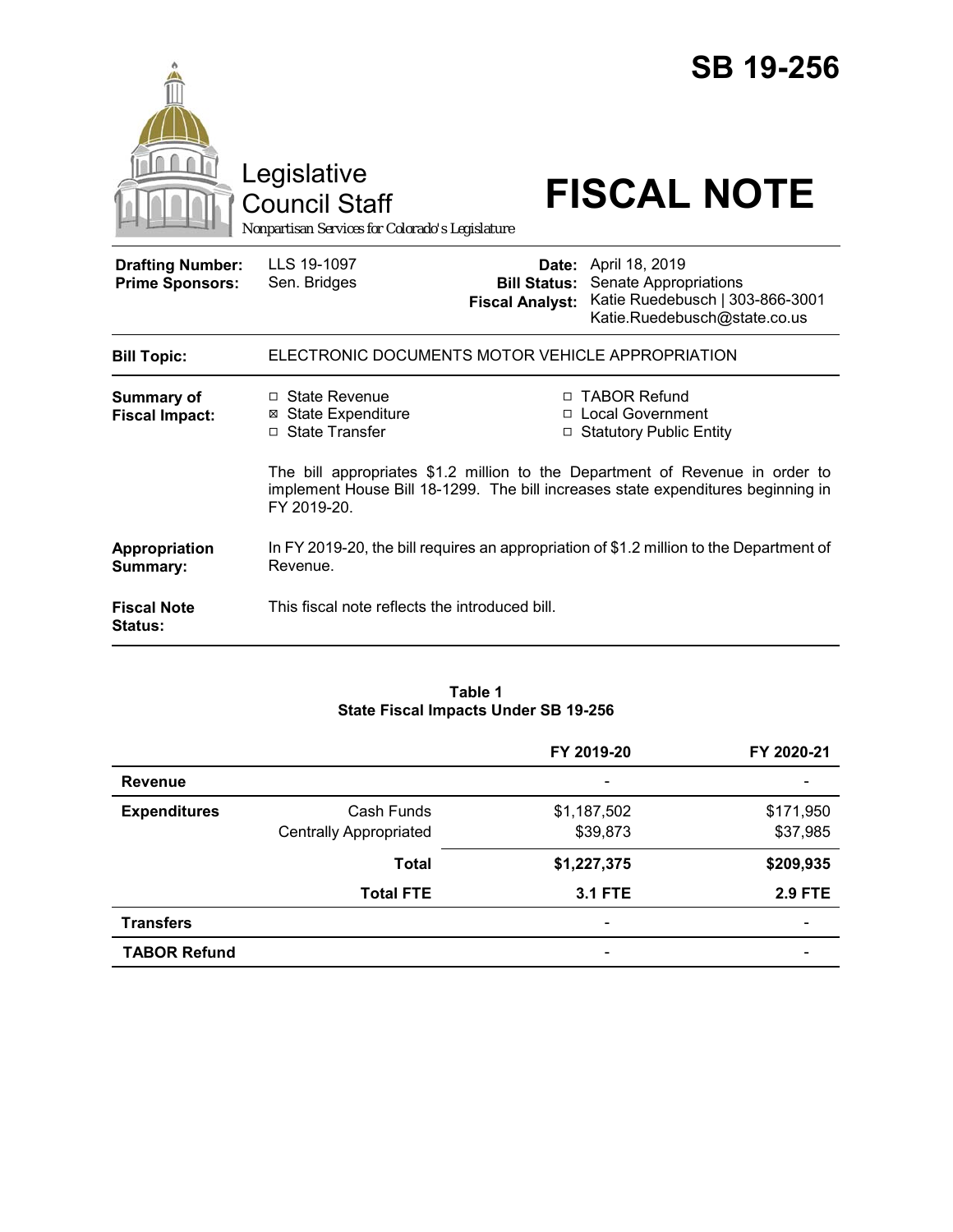# SB 19-256

Legislative Council Staff

*Nonpartisan Services for Colorado's Legislature*

# FISCAL NOTE

| | | | |
|---|---|---|---|
| **Drafting Number:** | LLS 19-1097 | **Date:** | April 18, 2019 |
| **Prime Sponsors:** | Sen. Bridges | **Bill Status:** | Senate Appropriations |
| | | **Fiscal Analyst:** | Katie Ruedebusch \| 303-866-3001 Katie.Ruedebusch@state.co.us |

**Bill Topic:** ELECTRONIC DOCUMENTS MOTOR VEHICLE APPROPRIATION

**Summary of Fiscal Impact:**

- ☐ State Revenue
- ☒ State Expenditure
- ☐ State Transfer
- ☐ TABOR Refund
- ☐ Local Government
- ☐ Statutory Public Entity

The bill appropriates $1.2 million to the Department of Revenue in order to implement House Bill 18-1299. The bill increases state expenditures beginning in FY 2019-20.

**Appropriation Summary:** In FY 2019-20, the bill requires an appropriation of $1.2 million to the Department of Revenue.

**Fiscal Note Status:** This fiscal note reflects the introduced bill.

**Table 1**
**State Fiscal Impacts Under SB 19-256**

| | | FY 2019-20 | FY 2020-21 |
|---|---|---|---|
| **Revenue** | | - | - |
| **Expenditures** | Cash Funds | $1,187,502 | $171,950 |
| | Centrally Appropriated | $39,873 | $37,985 |
| | **Total** | **$1,227,375** | **$209,935** |
| | **Total FTE** | **3.1 FTE** | **2.9 FTE** |
| **Transfers** | | - | - |
| **TABOR Refund** | | - | - |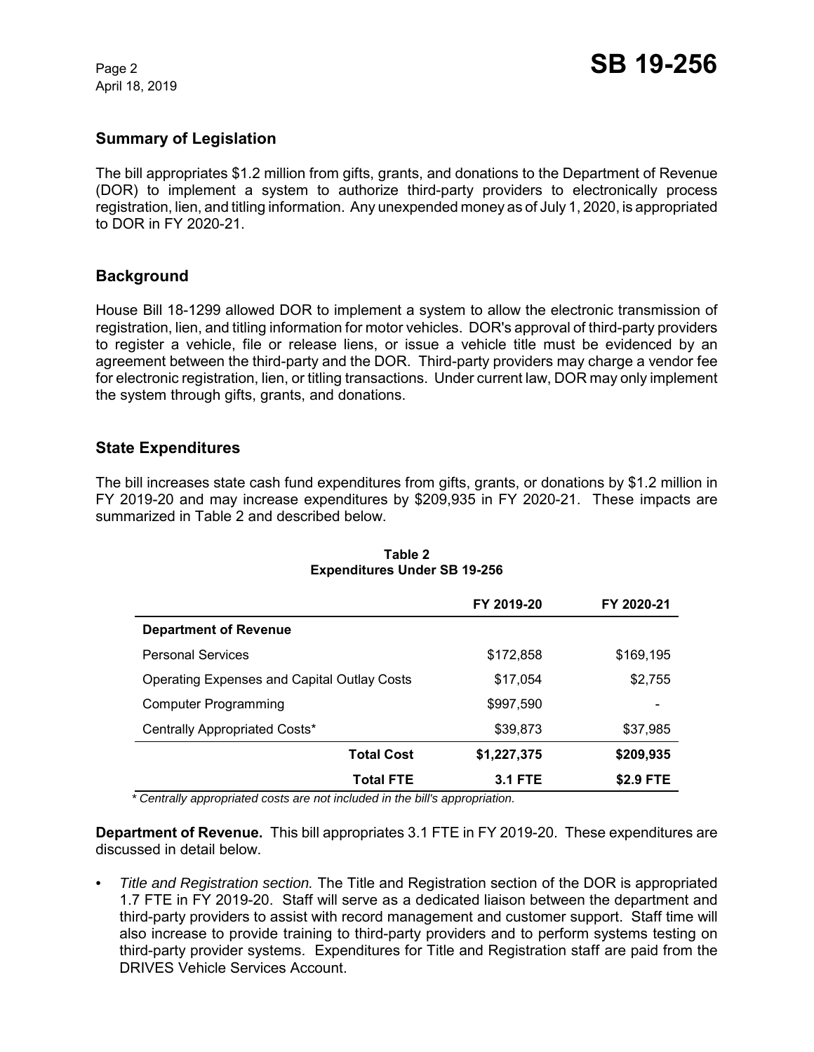## Summary of Legislation

The bill appropriates $1.2 million from gifts, grants, and donations to the Department of Revenue (DOR) to implement a system to authorize third-party providers to electronically process registration, lien, and titling information. Any unexpended money as of July 1, 2020, is appropriated to DOR in FY 2020-21.

## Background

House Bill 18-1299 allowed DOR to implement a system to allow the electronic transmission of registration, lien, and titling information for motor vehicles. DOR's approval of third-party providers to register a vehicle, file or release liens, or issue a vehicle title must be evidenced by an agreement between the third-party and the DOR. Third-party providers may charge a vendor fee for electronic registration, lien, or titling transactions. Under current law, DOR may only implement the system through gifts, grants, and donations.

## State Expenditures

The bill increases state cash fund expenditures from gifts, grants, or donations by $1.2 million in FY 2019-20 and may increase expenditures by $209,935 in FY 2020-21. These impacts are summarized in Table 2 and described below.

**Table 2**
**Expenditures Under SB 19-256**

| | FY 2019-20 | FY 2020-21 |
|---|---|---|
| **Department of Revenue** | | |
| Personal Services | $172,858 | $169,195 |
| Operating Expenses and Capital Outlay Costs | $17,054 | $2,755 |
| Computer Programming | $997,590 | - |
| Centrally Appropriated Costs* | $39,873 | $37,985 |
| **Total Cost** | **$1,227,375** | **$209,935** |
| **Total FTE** | **3.1 FTE** | **$2.9 FTE** |

*\* Centrally appropriated costs are not included in the bill's appropriation.*

**Department of Revenue.** This bill appropriates 3.1 FTE in FY 2019-20. These expenditures are discussed in detail below.

- *Title and Registration section.* The Title and Registration section of the DOR is appropriated 1.7 FTE in FY 2019-20. Staff will serve as a dedicated liaison between the department and third-party providers to assist with record management and customer support. Staff time will also increase to provide training to third-party providers and to perform systems testing on third-party provider systems. Expenditures for Title and Registration staff are paid from the DRIVES Vehicle Services Account.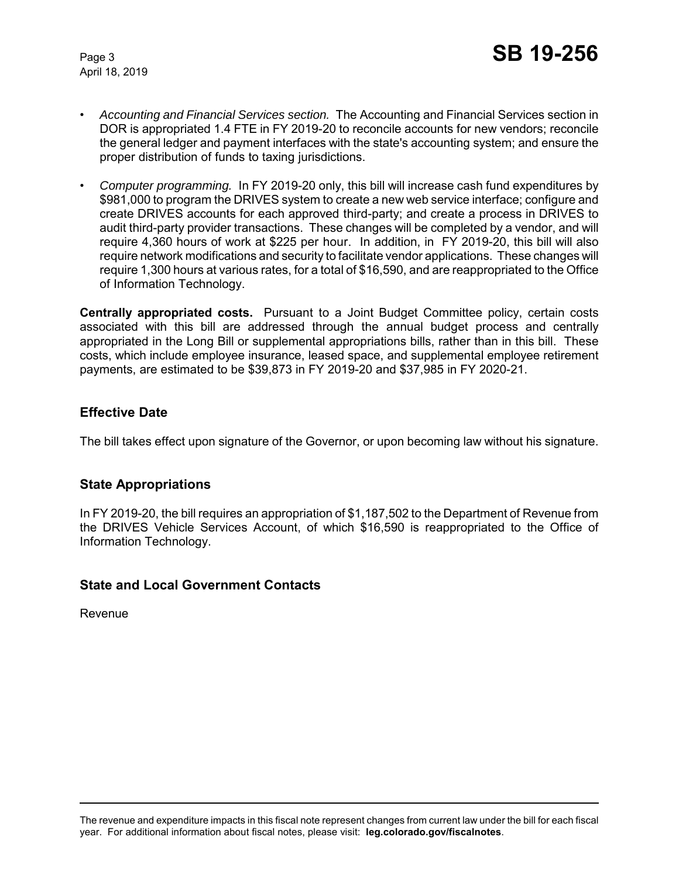- *Accounting and Financial Services section.* The Accounting and Financial Services section in DOR is appropriated 1.4 FTE in FY 2019-20 to reconcile accounts for new vendors; reconcile the general ledger and payment interfaces with the state's accounting system; and ensure the proper distribution of funds to taxing jurisdictions.

- *Computer programming.* In FY 2019-20 only, this bill will increase cash fund expenditures by $981,000 to program the DRIVES system to create a new web service interface; configure and create DRIVES accounts for each approved third-party; and create a process in DRIVES to audit third-party provider transactions. These changes will be completed by a vendor, and will require 4,360 hours of work at $225 per hour. In addition, in FY 2019-20, this bill will also require network modifications and security to facilitate vendor applications. These changes will require 1,300 hours at various rates, for a total of $16,590, and are reappropriated to the Office of Information Technology.

**Centrally appropriated costs.** Pursuant to a Joint Budget Committee policy, certain costs associated with this bill are addressed through the annual budget process and centrally appropriated in the Long Bill or supplemental appropriations bills, rather than in this bill. These costs, which include employee insurance, leased space, and supplemental employee retirement payments, are estimated to be $39,873 in FY 2019-20 and $37,985 in FY 2020-21.

## Effective Date

The bill takes effect upon signature of the Governor, or upon becoming law without his signature.

## State Appropriations

In FY 2019-20, the bill requires an appropriation of $1,187,502 to the Department of Revenue from the DRIVES Vehicle Services Account, of which $16,590 is reappropriated to the Office of Information Technology.

## State and Local Government Contacts

Revenue

The revenue and expenditure impacts in this fiscal note represent changes from current law under the bill for each fiscal year. For additional information about fiscal notes, please visit: **leg.colorado.gov/fiscalnotes**.